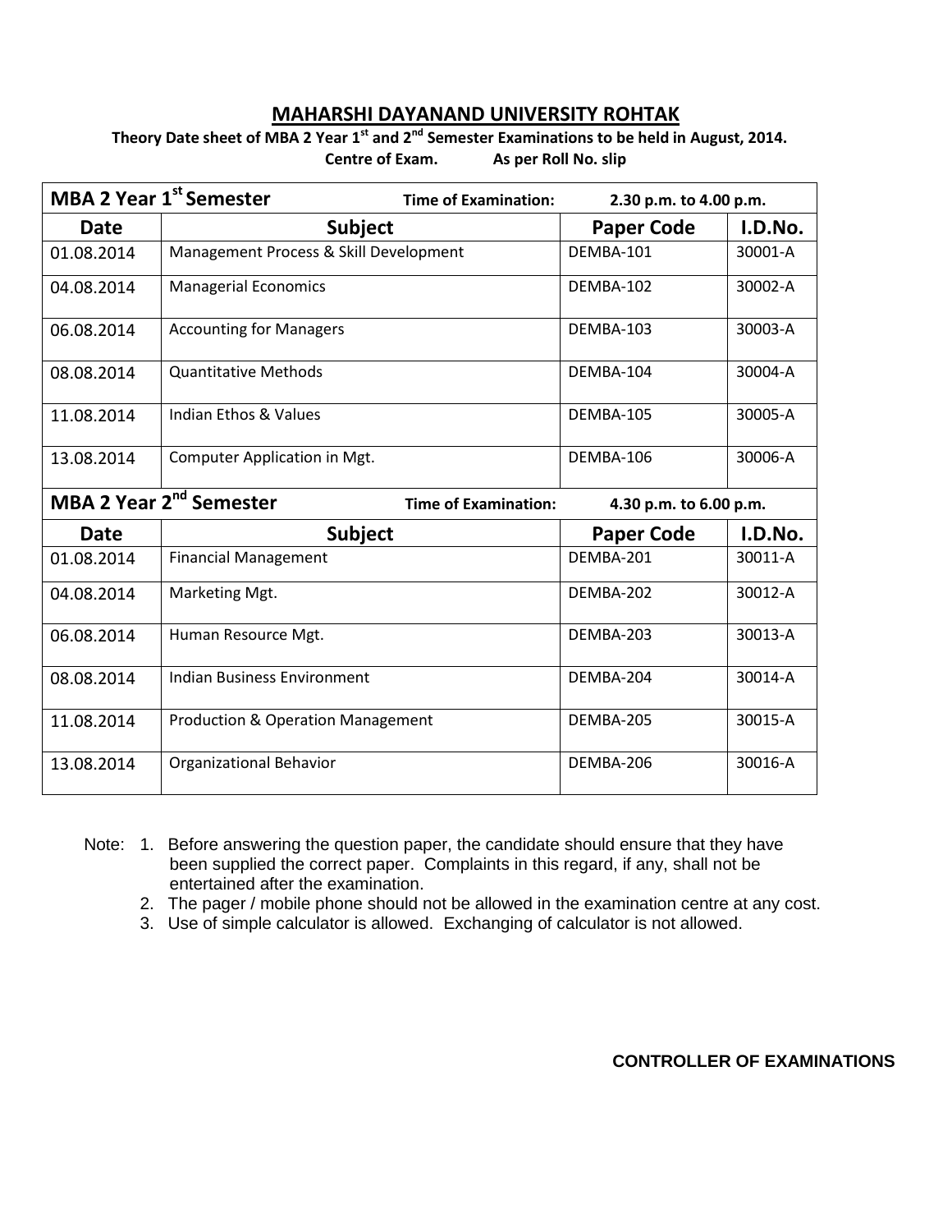# MAHARSHI DAYANAND UNIVERSITY ROHTAK

**Theory Date sheet of MBA 2 Year 1st and 2nd Semester Examinations to be held in August, 2014.**

**Centre of Exam. As per Roll No. slip**

| **MBA 2 Year 1st Semester** | **Time of Examination:** | **2.30 p.m. to 4.00 p.m.** | |
|---|---|---|---|
| **Date** | **Subject** | **Paper Code** | **I.D.No.** |
| 01.08.2014 | Management Process & Skill Development | DEMBA-101 | 30001-A |
| 04.08.2014 | Managerial Economics | DEMBA-102 | 30002-A |
| 06.08.2014 | Accounting for Managers | DEMBA-103 | 30003-A |
| 08.08.2014 | Quantitative Methods | DEMBA-104 | 30004-A |
| 11.08.2014 | Indian Ethos & Values | DEMBA-105 | 30005-A |
| 13.08.2014 | Computer Application in Mgt. | DEMBA-106 | 30006-A |
| **MBA 2 Year 2nd Semester** | **Time of Examination:** | **4.30 p.m. to 6.00 p.m.** | |
| **Date** | **Subject** | **Paper Code** | **I.D.No.** |
| 01.08.2014 | Financial Management | DEMBA-201 | 30011-A |
| 04.08.2014 | Marketing Mgt. | DEMBA-202 | 30012-A |
| 06.08.2014 | Human Resource Mgt. | DEMBA-203 | 30013-A |
| 08.08.2014 | Indian Business Environment | DEMBA-204 | 30014-A |
| 11.08.2014 | Production & Operation Management | DEMBA-205 | 30015-A |
| 13.08.2014 | Organizational Behavior | DEMBA-206 | 30016-A |

Note:
1. Before answering the question paper, the candidate should ensure that they have been supplied the correct paper. Complaints in this regard, if any, shall not be entertained after the examination.
2. The pager / mobile phone should not be allowed in the examination centre at any cost.
3. Use of simple calculator is allowed. Exchanging of calculator is not allowed.

**CONTROLLER OF EXAMINATIONS**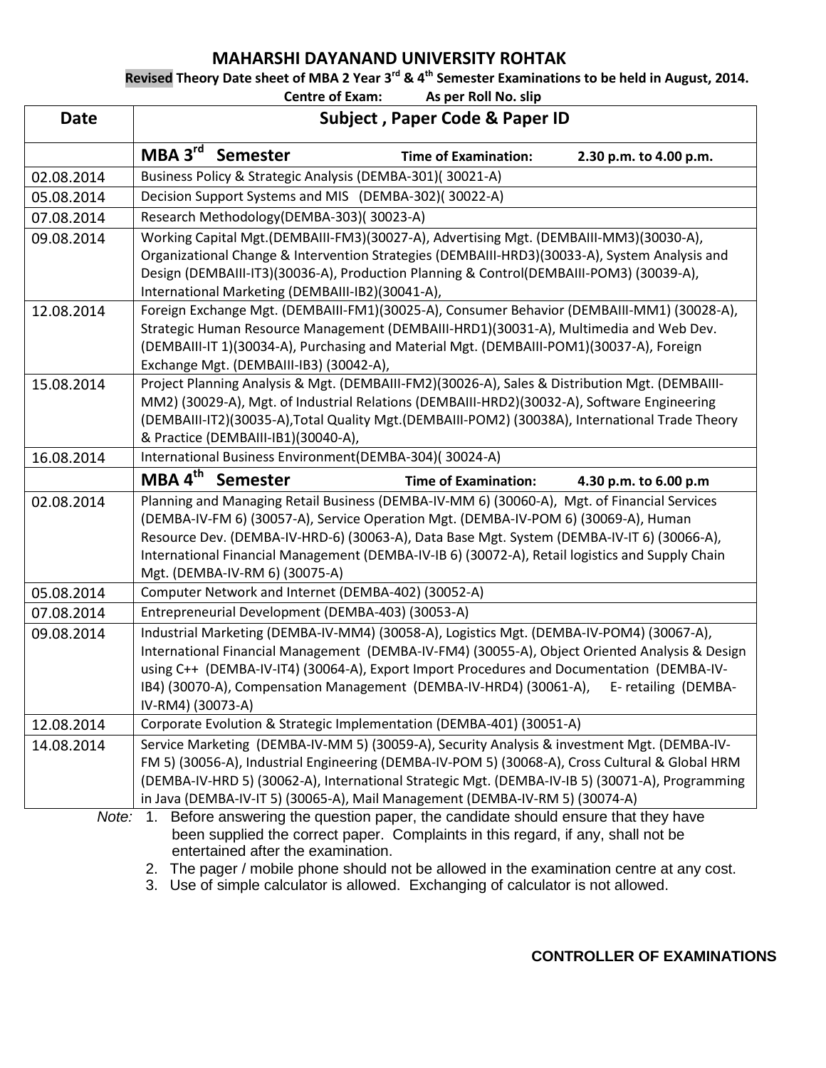# MAHARSHI DAYANAND UNIVERSITY ROHTAK

**Revised Theory Date sheet of MBA 2 Year 3rd & 4th Semester Examinations to be held in August, 2014.**

**Centre of Exam: As per Roll No. slip**

| Date | Subject , Paper Code & Paper ID |
|---|---|
| | **MBA 3rd Semester** **Time of Examination: 2.30 p.m. to 4.00 p.m.** |
| 02.08.2014 | Business Policy & Strategic Analysis (DEMBA-301)( 30021-A) |
| 05.08.2014 | Decision Support Systems and MIS (DEMBA-302)( 30022-A) |
| 07.08.2014 | Research Methodology(DEMBA-303)( 30023-A) |
| 09.08.2014 | Working Capital Mgt.(DEMBAIII-FM3)(30027-A), Advertising Mgt. (DEMBAIII-MM3)(30030-A), Organizational Change & Intervention Strategies (DEMBAIII-HRD3)(30033-A), System Analysis and Design (DEMBAIII-IT3)(30036-A), Production Planning & Control(DEMBAIII-POM3) (30039-A), International Marketing (DEMBAIII-IB2)(30041-A), |
| 12.08.2014 | Foreign Exchange Mgt. (DEMBAIII-FM1)(30025-A), Consumer Behavior (DEMBAIII-MM1) (30028-A), Strategic Human Resource Management (DEMBAIII-HRD1)(30031-A), Multimedia and Web Dev. (DEMBAIII-IT 1)(30034-A), Purchasing and Material Mgt. (DEMBAIII-POM1)(30037-A), Foreign Exchange Mgt. (DEMBAIII-IB3) (30042-A), |
| 15.08.2014 | Project Planning Analysis & Mgt. (DEMBAIII-FM2)(30026-A), Sales & Distribution Mgt. (DEMBAIII-MM2) (30029-A), Mgt. of Industrial Relations (DEMBAIII-HRD2)(30032-A), Software Engineering (DEMBAIII-IT2)(30035-A),Total Quality Mgt.(DEMBAIII-POM2) (30038A), International Trade Theory & Practice (DEMBAIII-IB1)(30040-A), |
| 16.08.2014 | International Business Environment(DEMBA-304)( 30024-A) |
| | **MBA 4th Semester** **Time of Examination: 4.30 p.m. to 6.00 p.m** |
| 02.08.2014 | Planning and Managing Retail Business (DEMBA-IV-MM 6) (30060-A), Mgt. of Financial Services (DEMBA-IV-FM 6) (30057-A), Service Operation Mgt. (DEMBA-IV-POM 6) (30069-A), Human Resource Dev. (DEMBA-IV-HRD-6) (30063-A), Data Base Mgt. System (DEMBA-IV-IT 6) (30066-A), International Financial Management (DEMBA-IV-IB 6) (30072-A), Retail logistics and Supply Chain Mgt. (DEMBA-IV-RM 6) (30075-A) |
| 05.08.2014 | Computer Network and Internet (DEMBA-402) (30052-A) |
| 07.08.2014 | Entrepreneurial Development (DEMBA-403) (30053-A) |
| 09.08.2014 | Industrial Marketing (DEMBA-IV-MM4) (30058-A), Logistics Mgt. (DEMBA-IV-POM4) (30067-A), International Financial Management (DEMBA-IV-FM4) (30055-A), Object Oriented Analysis & Design using C++ (DEMBA-IV-IT4) (30064-A), Export Import Procedures and Documentation (DEMBA-IV-IB4) (30070-A), Compensation Management (DEMBA-IV-HRD4) (30061-A), E- retailing (DEMBA-IV-RM4) (30073-A) |
| 12.08.2014 | Corporate Evolution & Strategic Implementation (DEMBA-401) (30051-A) |
| 14.08.2014 | Service Marketing (DEMBA-IV-MM 5) (30059-A), Security Analysis & investment Mgt. (DEMBA-IV-FM 5) (30056-A), Industrial Engineering (DEMBA-IV-POM 5) (30068-A), Cross Cultural & Global HRM (DEMBA-IV-HRD 5) (30062-A), International Strategic Mgt. (DEMBA-IV-IB 5) (30071-A), Programming in Java (DEMBA-IV-IT 5) (30065-A), Mail Management (DEMBA-IV-RM 5) (30074-A) |

*Note:*

1. Before answering the question paper, the candidate should ensure that they have been supplied the correct paper. Complaints in this regard, if any, shall not be entertained after the examination.
2. The pager / mobile phone should not be allowed in the examination centre at any cost.
3. Use of simple calculator is allowed. Exchanging of calculator is not allowed.

**CONTROLLER OF EXAMINATIONS**